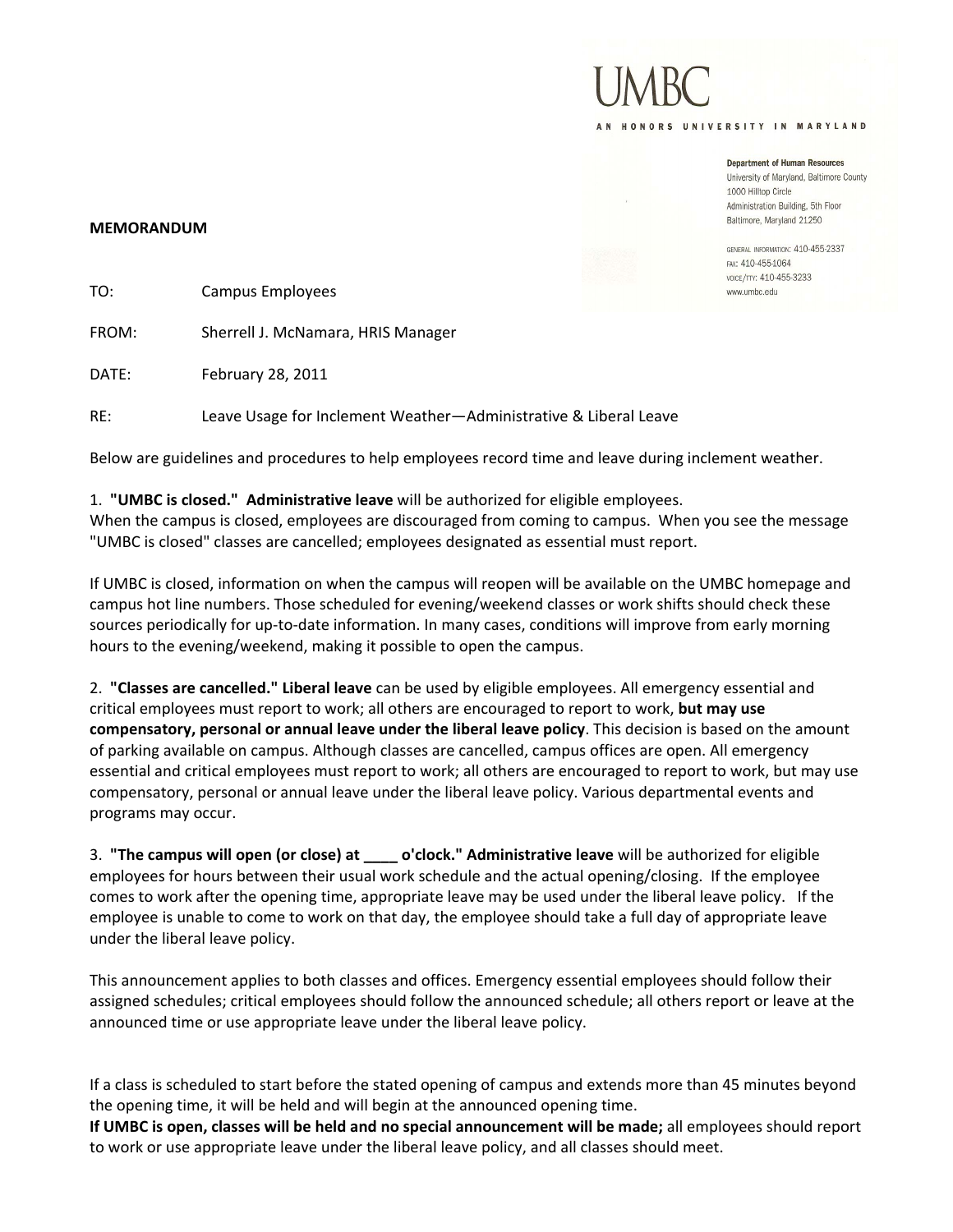# UMBC

AN HONORS UNIVERSITY IN MARYLAND

**Department of Human Resources**
University of Maryland, Baltimore County
1000 Hilltop Circle
Administration Building, 5th Floor
Baltimore, Maryland 21250

GENERAL INFORMATION: 410-455-2337
FAX: 410-455-1064
VOICE/TTY: 410-455-3233
www.umbc.edu

**MEMORANDUM**

TO: Campus Employees

FROM: Sherrell J. McNamara, HRIS Manager

DATE: February 28, 2011

RE: Leave Usage for Inclement Weather—Administrative & Liberal Leave

Below are guidelines and procedures to help employees record time and leave during inclement weather.

1. **"UMBC is closed." Administrative leave** will be authorized for eligible employees.
When the campus is closed, employees are discouraged from coming to campus. When you see the message "UMBC is closed" classes are cancelled; employees designated as essential must report.

If UMBC is closed, information on when the campus will reopen will be available on the UMBC homepage and campus hot line numbers. Those scheduled for evening/weekend classes or work shifts should check these sources periodically for up-to-date information. In many cases, conditions will improve from early morning hours to the evening/weekend, making it possible to open the campus.

2. **"Classes are cancelled." Liberal leave** can be used by eligible employees. All emergency essential and critical employees must report to work; all others are encouraged to report to work, **but may use compensatory, personal or annual leave under the liberal leave policy**. This decision is based on the amount of parking available on campus. Although classes are cancelled, campus offices are open. All emergency essential and critical employees must report to work; all others are encouraged to report to work, but may use compensatory, personal or annual leave under the liberal leave policy. Various departmental events and programs may occur.

3. **"The campus will open (or close) at ____ o'clock." Administrative leave** will be authorized for eligible employees for hours between their usual work schedule and the actual opening/closing. If the employee comes to work after the opening time, appropriate leave may be used under the liberal leave policy. If the employee is unable to come to work on that day, the employee should take a full day of appropriate leave under the liberal leave policy.

This announcement applies to both classes and offices. Emergency essential employees should follow their assigned schedules; critical employees should follow the announced schedule; all others report or leave at the announced time or use appropriate leave under the liberal leave policy.

If a class is scheduled to start before the stated opening of campus and extends more than 45 minutes beyond the opening time, it will be held and will begin at the announced opening time.
**If UMBC is open, classes will be held and no special announcement will be made;** all employees should report to work or use appropriate leave under the liberal leave policy, and all classes should meet.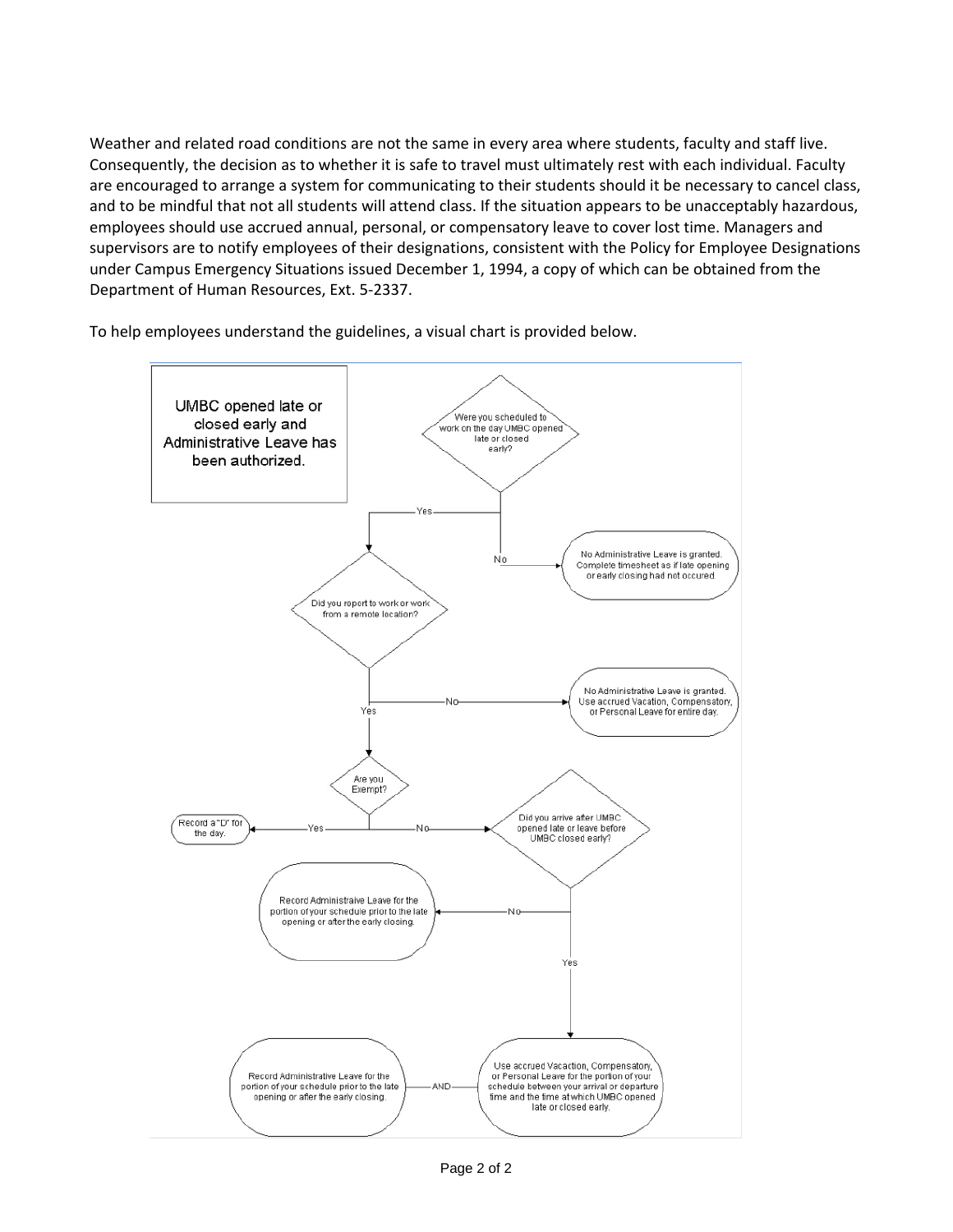Weather and related road conditions are not the same in every area where students, faculty and staff live. Consequently, the decision as to whether it is safe to travel must ultimately rest with each individual. Faculty are encouraged to arrange a system for communicating to their students should it be necessary to cancel class, and to be mindful that not all students will attend class. If the situation appears to be unacceptably hazardous, employees should use accrued annual, personal, or compensatory leave to cover lost time. Managers and supervisors are to notify employees of their designations, consistent with the Policy for Employee Designations under Campus Emergency Situations issued December 1, 1994, a copy of which can be obtained from the Department of Human Resources, Ext. 5-2337.

To help employees understand the guidelines, a visual chart is provided below.

UMBC opened late or closed early and Administrative Leave has been authorized.

Were you scheduled to work on the day UMBC opened late or closed early?

Yes

No

No Administrative Leave is granted. Complete timesheet as if late opening or early closing had not occured.

Did you report to work or work from a remote location?

No

Yes

No Administrative Leave is granted. Use accrued Vacation, Compensatory, or Personal Leave for entire day.

Are you Exempt?

Yes

No

Record a "D" for the day.

Did you arrive after UMBC opened late or leave before UMBC closed early?

No

Record Administraive Leave for the portion of your schedule prior to the late opening or after the early closing.

Yes

Record Administrative Leave for the portion of your schedule prior to the late opening or after the early closing.

AND

Use accrued Vacaction, Compensatory, or Personal Leave for the portion of your schedule between your arrival or departure time and the time at which UMBC opened late or closed early.